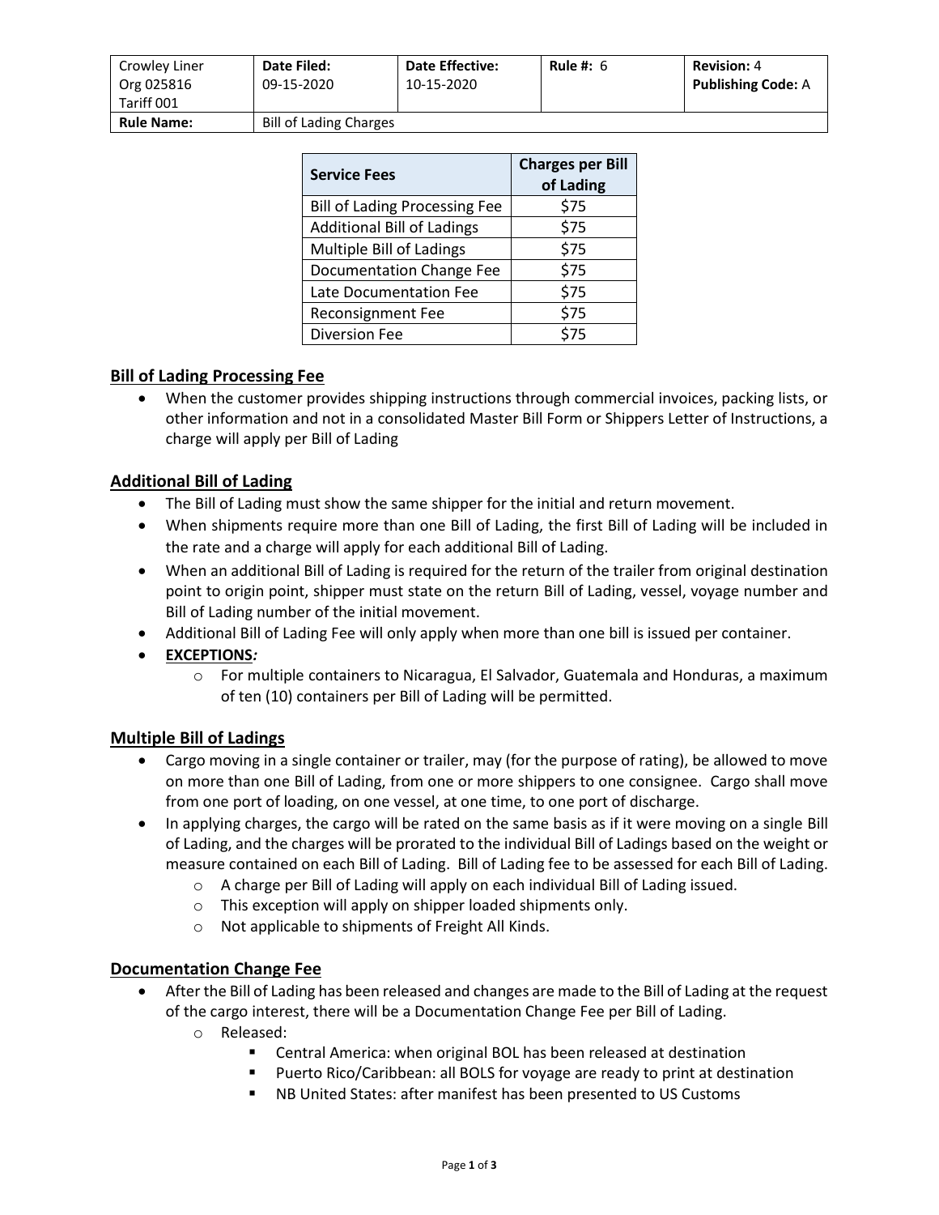| Crowley Liner Org 025816 Tariff 001 | **Date Filed:** 09-15-2020 | **Date Effective:** 10-15-2020 | **Rule #:** 6 | **Revision:** 4 **Publishing Code:** A |
|---|---|---|---|---|
| **Rule Name:** | Bill of Lading Charges | | | |

| Service Fees | Charges per Bill of Lading |
|---|---|
| Bill of Lading Processing Fee | $75 |
| Additional Bill of Ladings | $75 |
| Multiple Bill of Ladings | $75 |
| Documentation Change Fee | $75 |
| Late Documentation Fee | $75 |
| Reconsignment Fee | $75 |
| Diversion Fee | $75 |

## Bill of Lading Processing Fee

- When the customer provides shipping instructions through commercial invoices, packing lists, or other information and not in a consolidated Master Bill Form or Shippers Letter of Instructions, a charge will apply per Bill of Lading

## Additional Bill of Lading

- The Bill of Lading must show the same shipper for the initial and return movement.
- When shipments require more than one Bill of Lading, the first Bill of Lading will be included in the rate and a charge will apply for each additional Bill of Lading.
- When an additional Bill of Lading is required for the return of the trailer from original destination point to origin point, shipper must state on the return Bill of Lading, vessel, voyage number and Bill of Lading number of the initial movement.
- Additional Bill of Lading Fee will only apply when more than one bill is issued per container.
- **EXCEPTIONS*:***
  - For multiple containers to Nicaragua, El Salvador, Guatemala and Honduras, a maximum of ten (10) containers per Bill of Lading will be permitted.

## Multiple Bill of Ladings

- Cargo moving in a single container or trailer, may (for the purpose of rating), be allowed to move on more than one Bill of Lading, from one or more shippers to one consignee. Cargo shall move from one port of loading, on one vessel, at one time, to one port of discharge.
- In applying charges, the cargo will be rated on the same basis as if it were moving on a single Bill of Lading, and the charges will be prorated to the individual Bill of Ladings based on the weight or measure contained on each Bill of Lading. Bill of Lading fee to be assessed for each Bill of Lading.
  - A charge per Bill of Lading will apply on each individual Bill of Lading issued.
  - This exception will apply on shipper loaded shipments only.
  - Not applicable to shipments of Freight All Kinds.

## Documentation Change Fee

- After the Bill of Lading has been released and changes are made to the Bill of Lading at the request of the cargo interest, there will be a Documentation Change Fee per Bill of Lading.
  - Released:
    - Central America: when original BOL has been released at destination
    - Puerto Rico/Caribbean: all BOLS for voyage are ready to print at destination
    - NB United States: after manifest has been presented to US Customs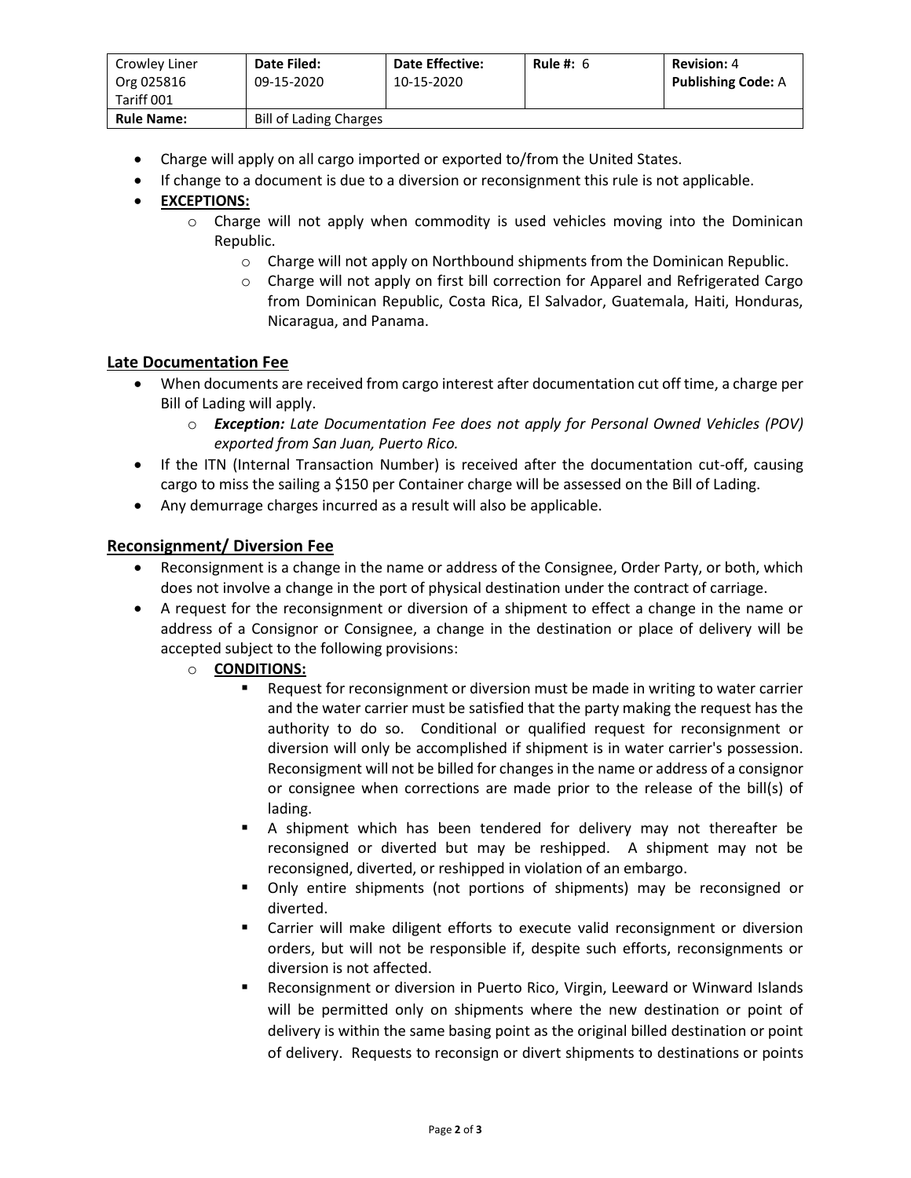| Crowley Liner Org 025816 Tariff 001 | Date Filed: 09-15-2020 | Date Effective: 10-15-2020 | Rule #: 6 | Revision: 4 Publishing Code: A |
| --- | --- | --- | --- | --- |
| **Rule Name:** | Bill of Lading Charges | | | |

- Charge will apply on all cargo imported or exported to/from the United States.
- If change to a document is due to a diversion or reconsignment this rule is not applicable.
- **EXCEPTIONS:**
  - Charge will not apply when commodity is used vehicles moving into the Dominican Republic.
    - Charge will not apply on Northbound shipments from the Dominican Republic.
    - Charge will not apply on first bill correction for Apparel and Refrigerated Cargo from Dominican Republic, Costa Rica, El Salvador, Guatemala, Haiti, Honduras, Nicaragua, and Panama.

## Late Documentation Fee

- When documents are received from cargo interest after documentation cut off time, a charge per Bill of Lading will apply.
  - ***Exception:*** *Late Documentation Fee does not apply for Personal Owned Vehicles (POV) exported from San Juan, Puerto Rico.*
- If the ITN (Internal Transaction Number) is received after the documentation cut-off, causing cargo to miss the sailing a $150 per Container charge will be assessed on the Bill of Lading.
- Any demurrage charges incurred as a result will also be applicable.

## Reconsignment/ Diversion Fee

- Reconsignment is a change in the name or address of the Consignee, Order Party, or both, which does not involve a change in the port of physical destination under the contract of carriage.
- A request for the reconsignment or diversion of a shipment to effect a change in the name or address of a Consignor or Consignee, a change in the destination or place of delivery will be accepted subject to the following provisions:
  - **CONDITIONS:**
    - Request for reconsignment or diversion must be made in writing to water carrier and the water carrier must be satisfied that the party making the request has the authority to do so. Conditional or qualified request for reconsignment or diversion will only be accomplished if shipment is in water carrier's possession. Reconsigment will not be billed for changes in the name or address of a consignor or consignee when corrections are made prior to the release of the bill(s) of lading.
    - A shipment which has been tendered for delivery may not thereafter be reconsigned or diverted but may be reshipped. A shipment may not be reconsigned, diverted, or reshipped in violation of an embargo.
    - Only entire shipments (not portions of shipments) may be reconsigned or diverted.
    - Carrier will make diligent efforts to execute valid reconsignment or diversion orders, but will not be responsible if, despite such efforts, reconsignments or diversion is not affected.
    - Reconsignment or diversion in Puerto Rico, Virgin, Leeward or Winward Islands will be permitted only on shipments where the new destination or point of delivery is within the same basing point as the original billed destination or point of delivery. Requests to reconsign or divert shipments to destinations or points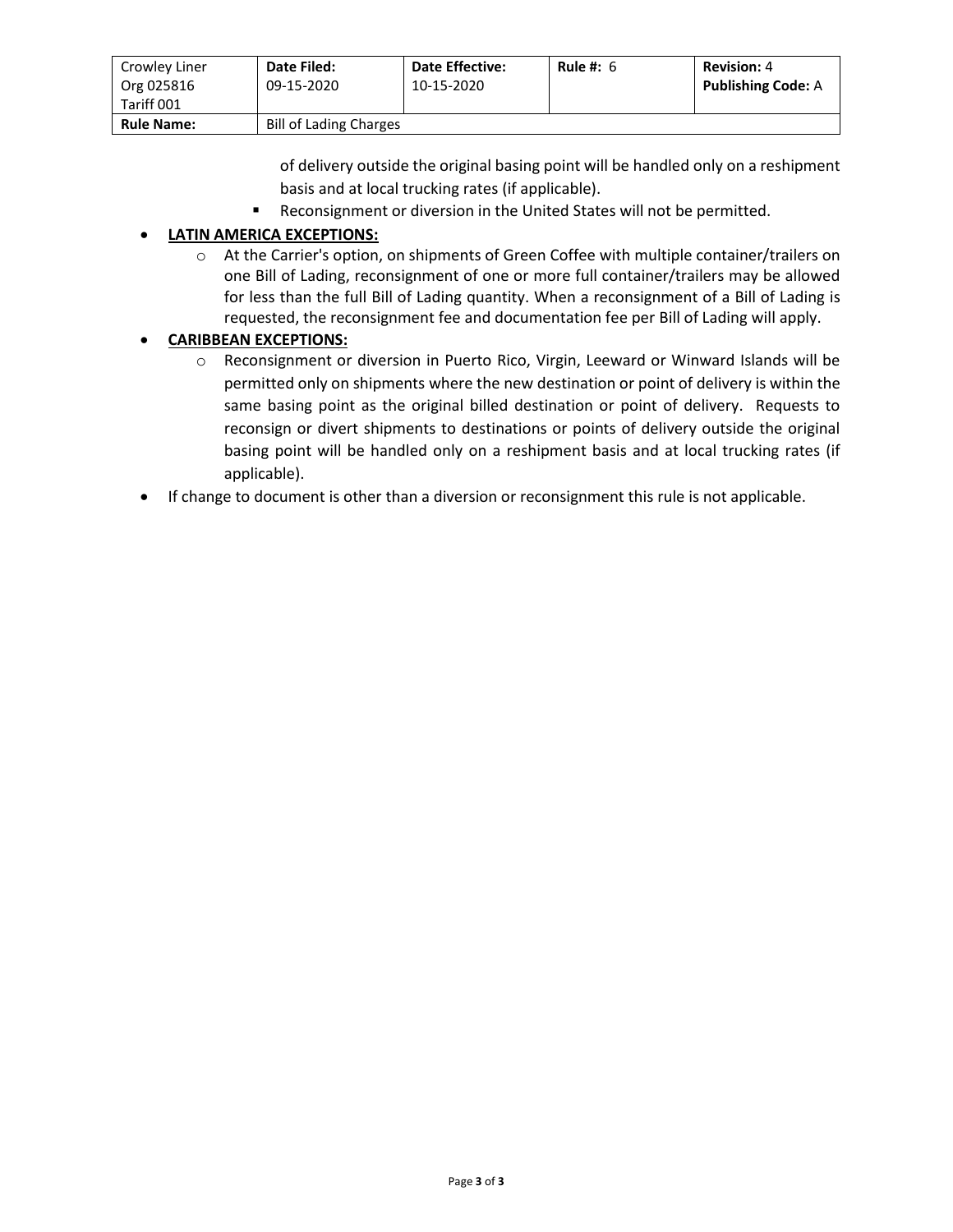of delivery outside the original basing point will be handled only on a reshipment basis and at local trucking rates (if applicable).

        - Reconsignment or diversion in the United States will not be permitted.

- **LATIN AMERICA EXCEPTIONS:**
    - At the Carrier's option, on shipments of Green Coffee with multiple container/trailers on one Bill of Lading, reconsignment of one or more full container/trailers may be allowed for less than the full Bill of Lading quantity. When a reconsignment of a Bill of Lading is requested, the reconsignment fee and documentation fee per Bill of Lading will apply.
- **CARIBBEAN EXCEPTIONS:**
    - Reconsignment or diversion in Puerto Rico, Virgin, Leeward or Winward Islands will be permitted only on shipments where the new destination or point of delivery is within the same basing point as the original billed destination or point of delivery. Requests to reconsign or divert shipments to destinations or points of delivery outside the original basing point will be handled only on a reshipment basis and at local trucking rates (if applicable).
- If change to document is other than a diversion or reconsignment this rule is not applicable.